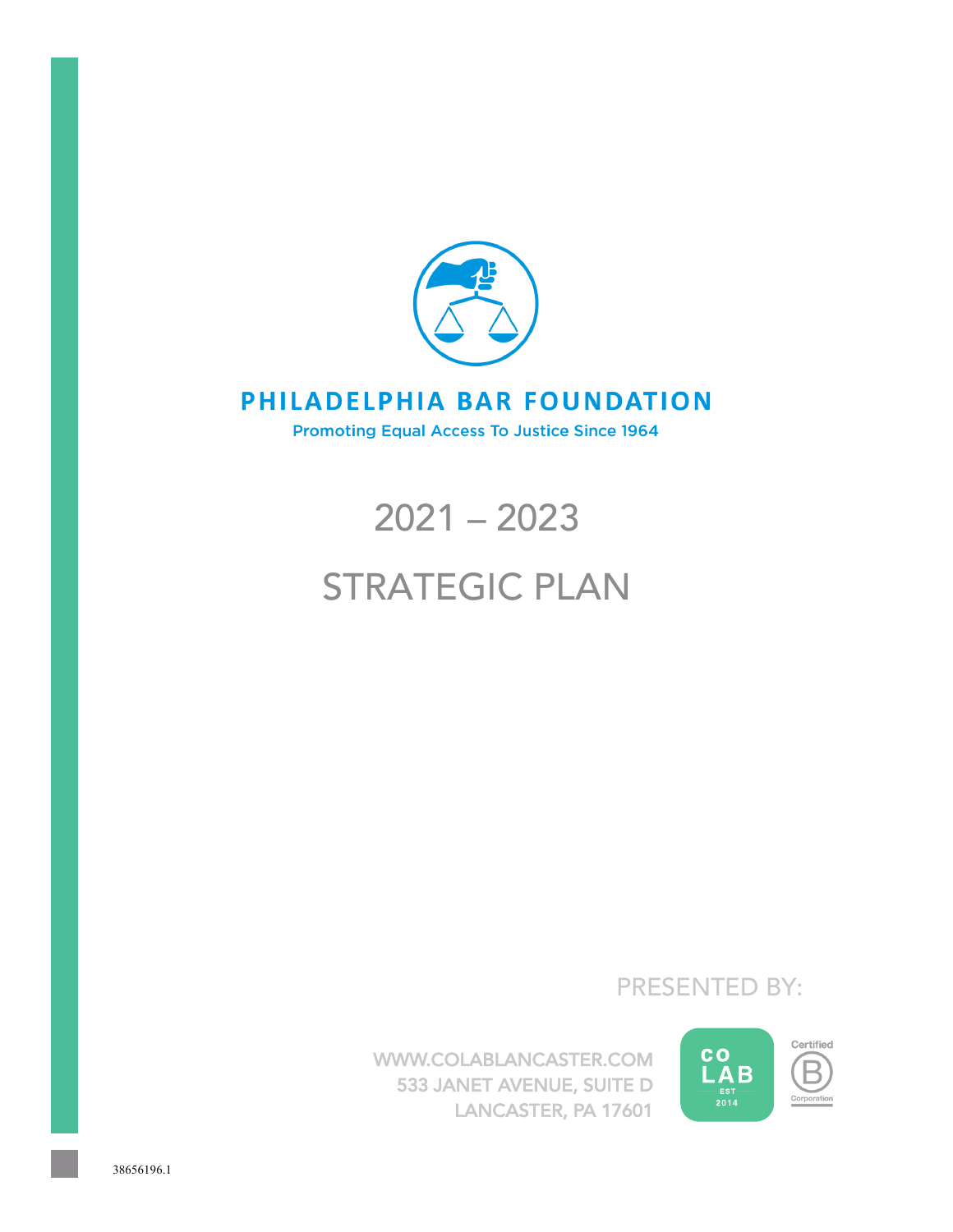**PHILADELPHIA BAR FOUNDATION**

Promoting Equal Access To Justice Since 1964

# 2021 – 2023

# STRATEGIC PLAN

PRESENTED BY:

WWW.COLABLANCASTER.COM
533 JANET AVENUE, SUITE D
LANCASTER, PA 17601

CO LAB EST 2014

Certified B Corporation

38656196.1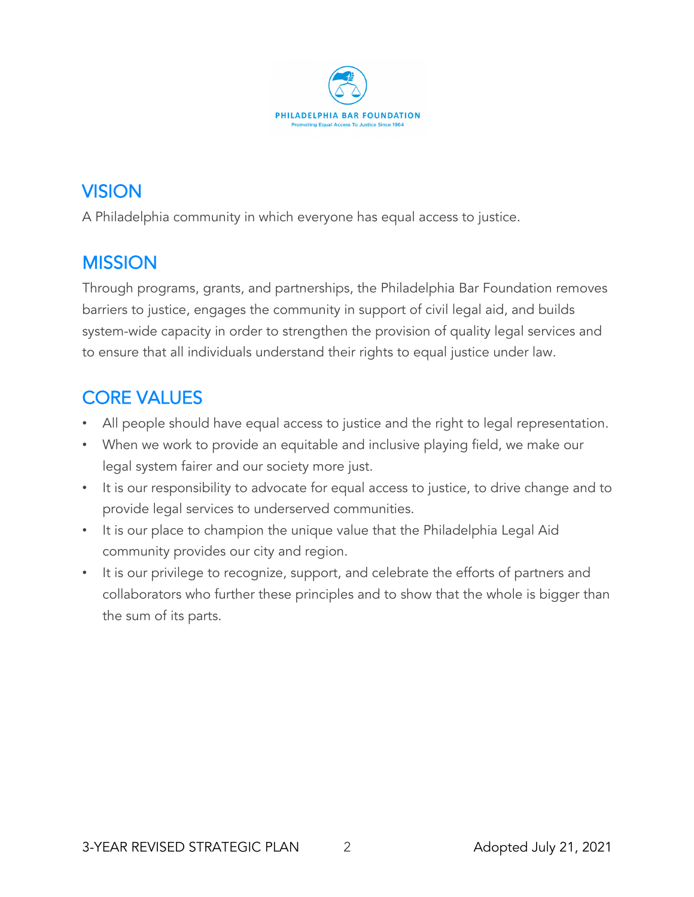PHILADELPHIA BAR FOUNDATION

Promoting Equal Access To Justice Since 1964

## VISION

A Philadelphia community in which everyone has equal access to justice.

## MISSION

Through programs, grants, and partnerships, the Philadelphia Bar Foundation removes barriers to justice, engages the community in support of civil legal aid, and builds system-wide capacity in order to strengthen the provision of quality legal services and to ensure that all individuals understand their rights to equal justice under law.

## CORE VALUES

- All people should have equal access to justice and the right to legal representation.
- When we work to provide an equitable and inclusive playing field, we make our legal system fairer and our society more just.
- It is our responsibility to advocate for equal access to justice, to drive change and to provide legal services to underserved communities.
- It is our place to champion the unique value that the Philadelphia Legal Aid community provides our city and region.
- It is our privilege to recognize, support, and celebrate the efforts of partners and collaborators who further these principles and to show that the whole is bigger than the sum of its parts.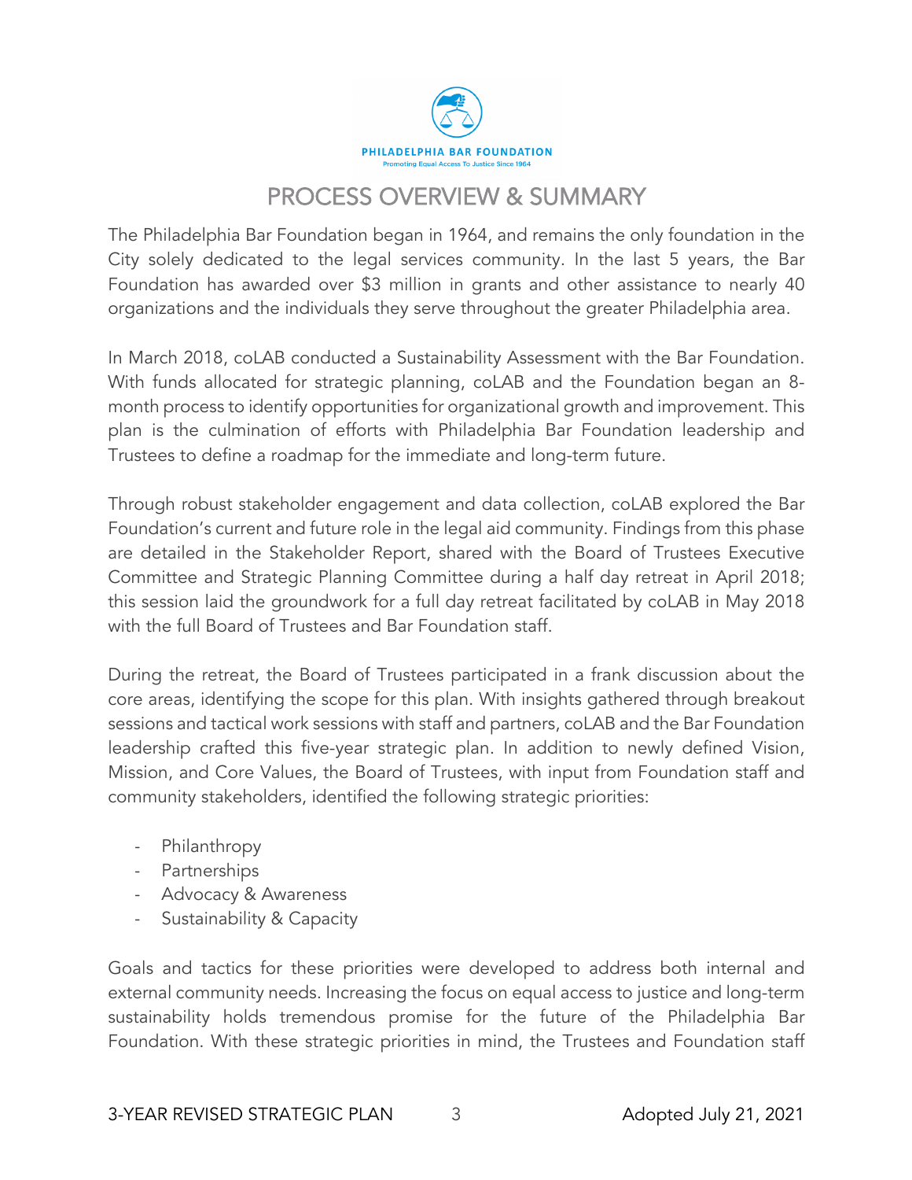PHILADELPHIA BAR FOUNDATION

Promoting Equal Access To Justice Since 1964

# PROCESS OVERVIEW & SUMMARY

The Philadelphia Bar Foundation began in 1964, and remains the only foundation in the City solely dedicated to the legal services community. In the last 5 years, the Bar Foundation has awarded over $3 million in grants and other assistance to nearly 40 organizations and the individuals they serve throughout the greater Philadelphia area.

In March 2018, coLAB conducted a Sustainability Assessment with the Bar Foundation. With funds allocated for strategic planning, coLAB and the Foundation began an 8-month process to identify opportunities for organizational growth and improvement. This plan is the culmination of efforts with Philadelphia Bar Foundation leadership and Trustees to define a roadmap for the immediate and long-term future.

Through robust stakeholder engagement and data collection, coLAB explored the Bar Foundation's current and future role in the legal aid community. Findings from this phase are detailed in the Stakeholder Report, shared with the Board of Trustees Executive Committee and Strategic Planning Committee during a half day retreat in April 2018; this session laid the groundwork for a full day retreat facilitated by coLAB in May 2018 with the full Board of Trustees and Bar Foundation staff.

During the retreat, the Board of Trustees participated in a frank discussion about the core areas, identifying the scope for this plan. With insights gathered through breakout sessions and tactical work sessions with staff and partners, coLAB and the Bar Foundation leadership crafted this five-year strategic plan. In addition to newly defined Vision, Mission, and Core Values, the Board of Trustees, with input from Foundation staff and community stakeholders, identified the following strategic priorities:

- Philanthropy
- Partnerships
- Advocacy & Awareness
- Sustainability & Capacity

Goals and tactics for these priorities were developed to address both internal and external community needs. Increasing the focus on equal access to justice and long-term sustainability holds tremendous promise for the future of the Philadelphia Bar Foundation. With these strategic priorities in mind, the Trustees and Foundation staff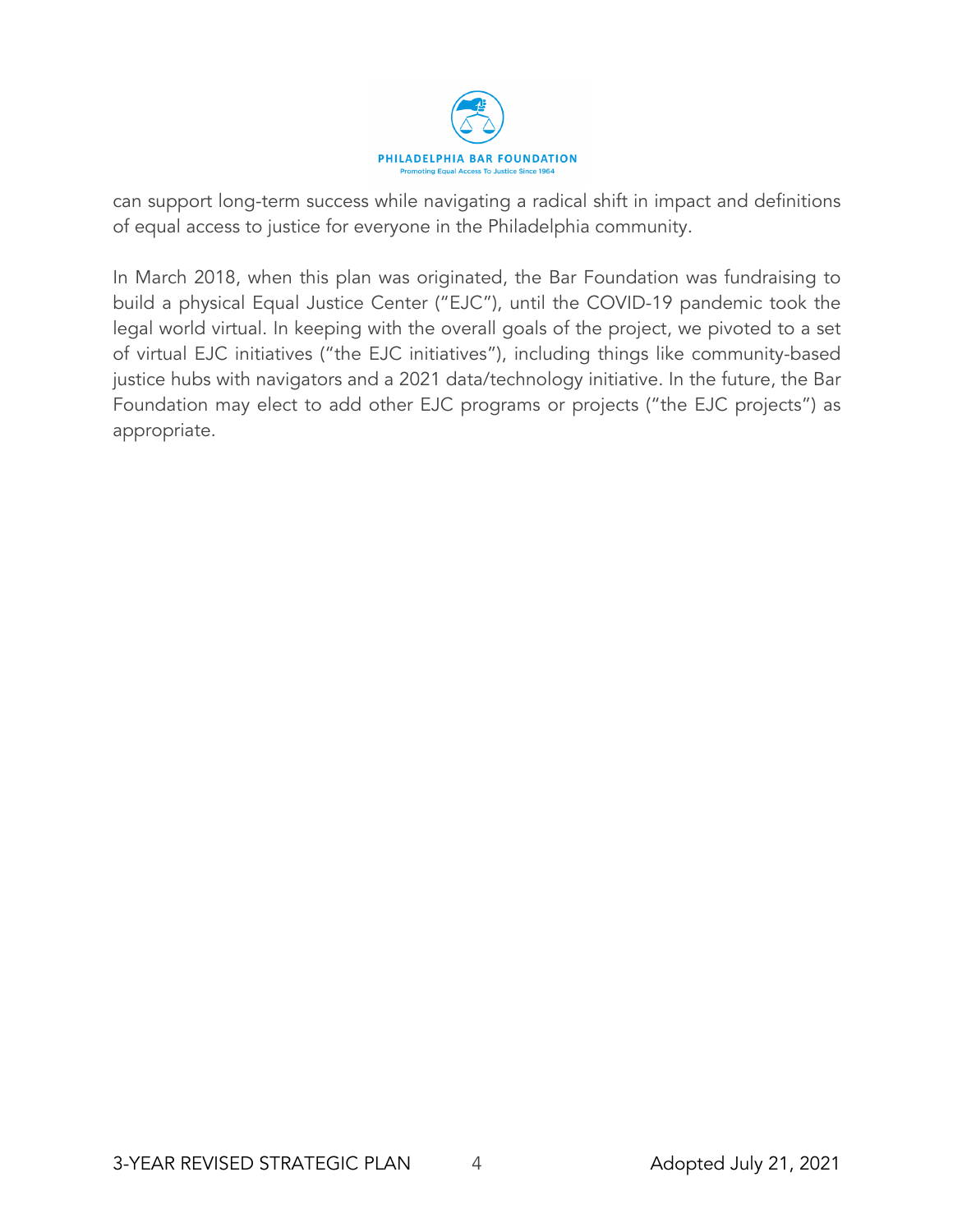can support long-term success while navigating a radical shift in impact and definitions of equal access to justice for everyone in the Philadelphia community.

In March 2018, when this plan was originated, the Bar Foundation was fundraising to build a physical Equal Justice Center ("EJC"), until the COVID-19 pandemic took the legal world virtual. In keeping with the overall goals of the project, we pivoted to a set of virtual EJC initiatives ("the EJC initiatives"), including things like community-based justice hubs with navigators and a 2021 data/technology initiative. In the future, the Bar Foundation may elect to add other EJC programs or projects ("the EJC projects") as appropriate.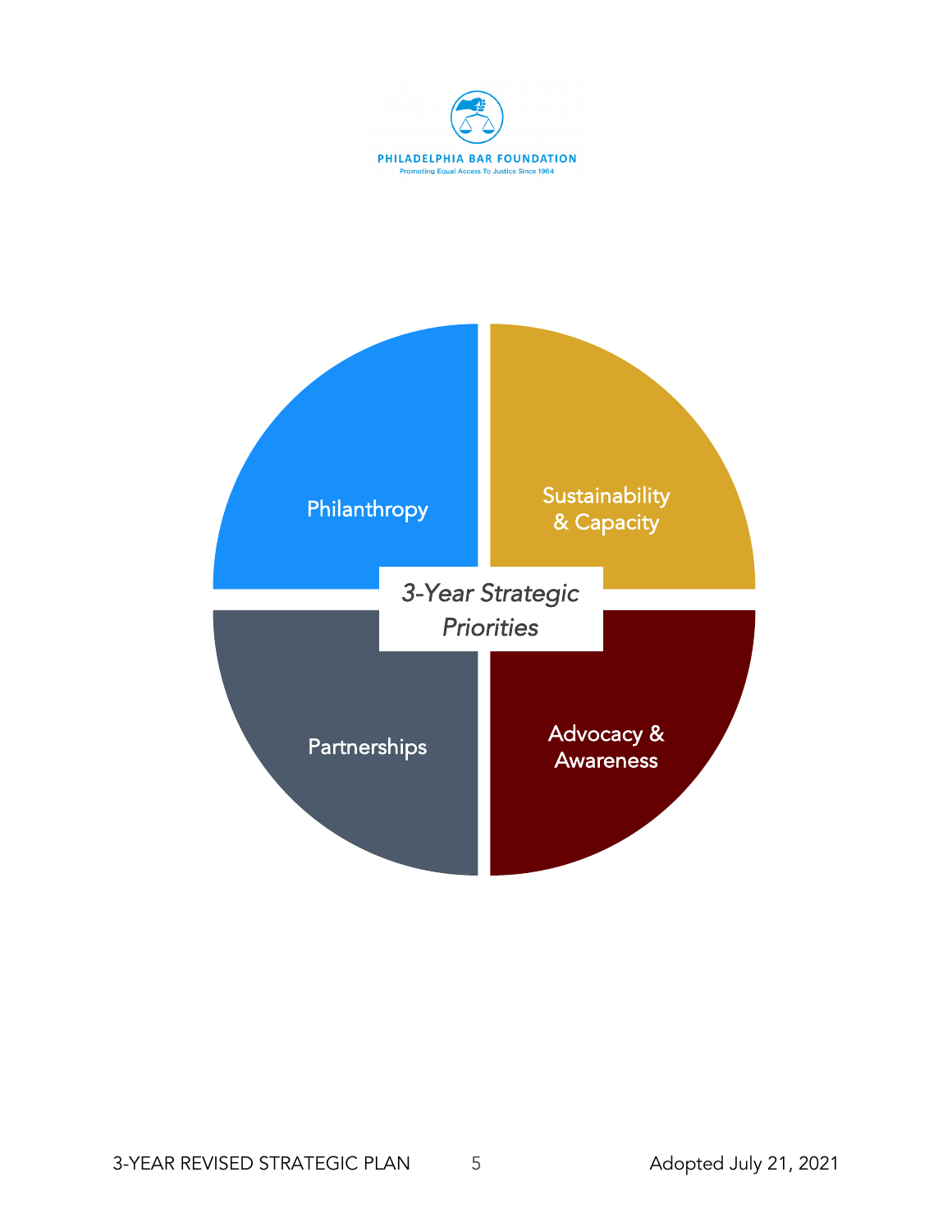PHILADELPHIA BAR FOUNDATION

Promoting Equal Access To Justice Since 1964

*3-Year Strategic Priorities*

- Philanthropy
- Sustainability & Capacity
- Partnerships
- Advocacy & Awareness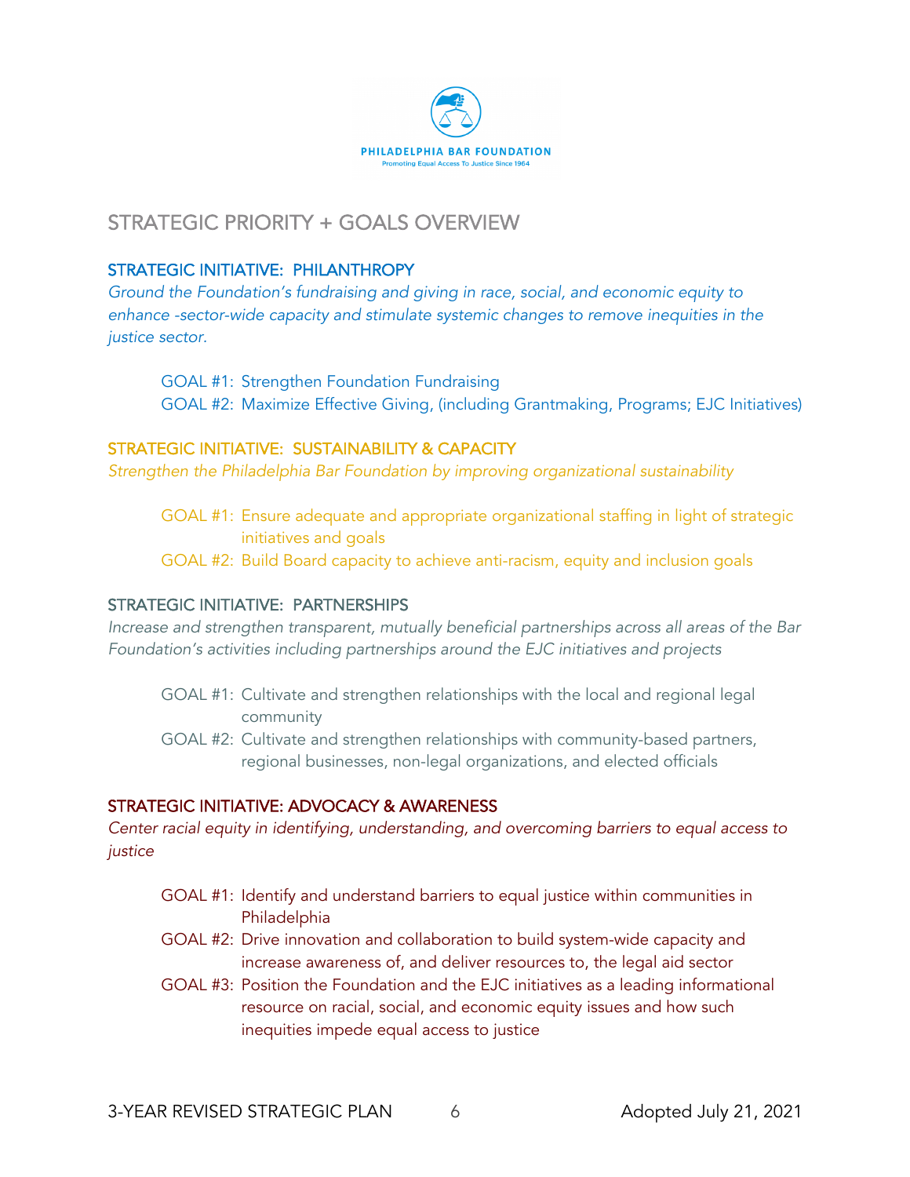PHILADELPHIA BAR FOUNDATION

Promoting Equal Access To Justice Since 1964

## STRATEGIC PRIORITY + GOALS OVERVIEW

### STRATEGIC INITIATIVE: PHILANTHROPY

*Ground the Foundation's fundraising and giving in race, social, and economic equity to enhance -sector-wide capacity and stimulate systemic changes to remove inequities in the justice sector.*

- GOAL #1: Strengthen Foundation Fundraising
- GOAL #2: Maximize Effective Giving, (including Grantmaking, Programs; EJC Initiatives)

### STRATEGIC INITIATIVE: SUSTAINABILITY & CAPACITY

*Strengthen the Philadelphia Bar Foundation by improving organizational sustainability*

- GOAL #1: Ensure adequate and appropriate organizational staffing in light of strategic initiatives and goals
- GOAL #2: Build Board capacity to achieve anti-racism, equity and inclusion goals

### STRATEGIC INITIATIVE: PARTNERSHIPS

*Increase and strengthen transparent, mutually beneficial partnerships across all areas of the Bar Foundation's activities including partnerships around the EJC initiatives and projects*

- GOAL #1: Cultivate and strengthen relationships with the local and regional legal community
- GOAL #2: Cultivate and strengthen relationships with community-based partners, regional businesses, non-legal organizations, and elected officials

### STRATEGIC INITIATIVE: ADVOCACY & AWARENESS

*Center racial equity in identifying, understanding, and overcoming barriers to equal access to justice*

- GOAL #1: Identify and understand barriers to equal justice within communities in Philadelphia
- GOAL #2: Drive innovation and collaboration to build system-wide capacity and increase awareness of, and deliver resources to, the legal aid sector
- GOAL #3: Position the Foundation and the EJC initiatives as a leading informational resource on racial, social, and economic equity issues and how such inequities impede equal access to justice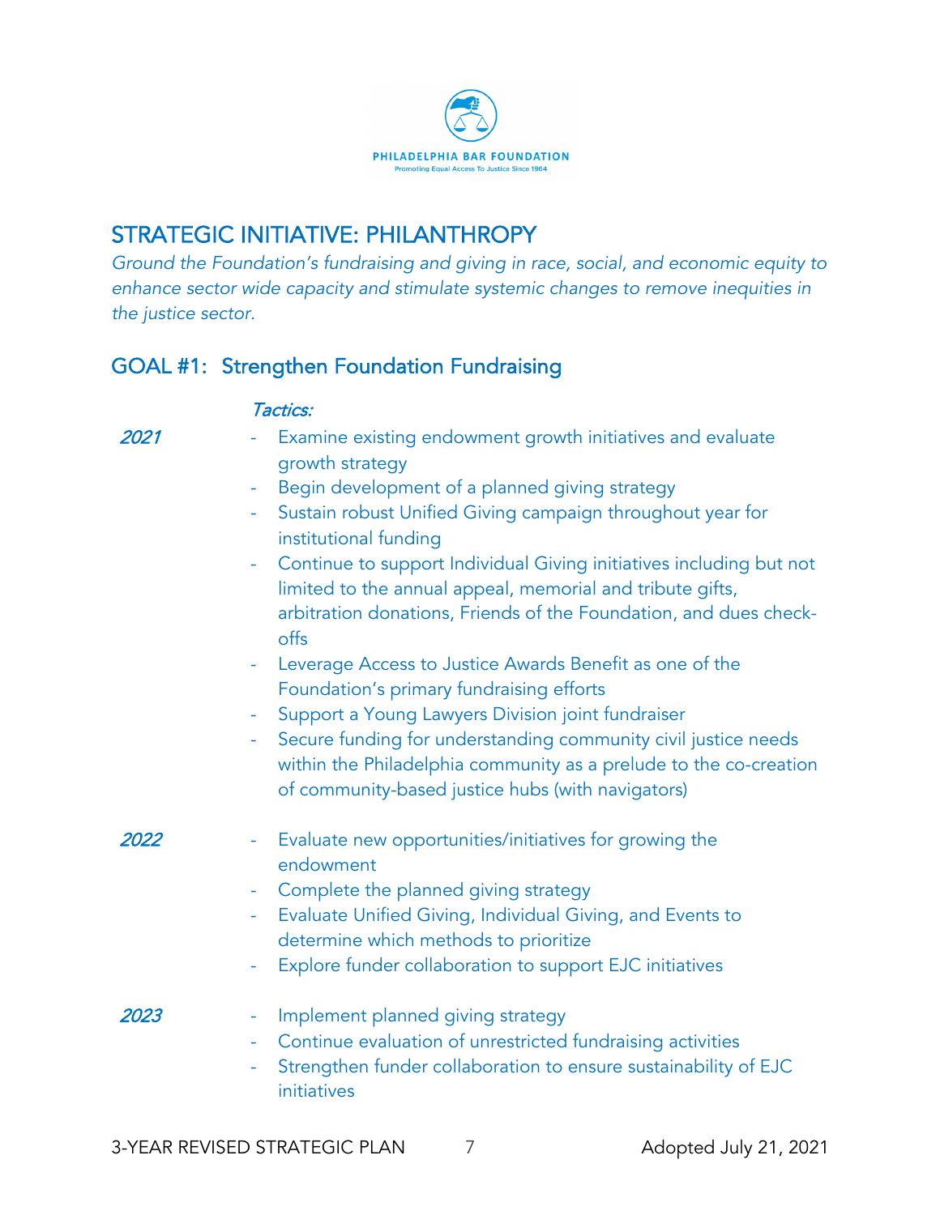PHILADELPHIA BAR FOUNDATION

Promoting Equal Access To Justice Since 1964

## STRATEGIC INITIATIVE: PHILANTHROPY

*Ground the Foundation's fundraising and giving in race, social, and economic equity to enhance sector wide capacity and stimulate systemic changes to remove inequities in the justice sector.*

## GOAL #1: Strengthen Foundation Fundraising

*Tactics:*

*2021*

- Examine existing endowment growth initiatives and evaluate growth strategy
- Begin development of a planned giving strategy
- Sustain robust Unified Giving campaign throughout year for institutional funding
- Continue to support Individual Giving initiatives including but not limited to the annual appeal, memorial and tribute gifts, arbitration donations, Friends of the Foundation, and dues check-offs
- Leverage Access to Justice Awards Benefit as one of the Foundation's primary fundraising efforts
- Support a Young Lawyers Division joint fundraiser
- Secure funding for understanding community civil justice needs within the Philadelphia community as a prelude to the co-creation of community-based justice hubs (with navigators)

*2022*

- Evaluate new opportunities/initiatives for growing the endowment
- Complete the planned giving strategy
- Evaluate Unified Giving, Individual Giving, and Events to determine which methods to prioritize
- Explore funder collaboration to support EJC initiatives

*2023*

- Implement planned giving strategy
- Continue evaluation of unrestricted fundraising activities
- Strengthen funder collaboration to ensure sustainability of EJC initiatives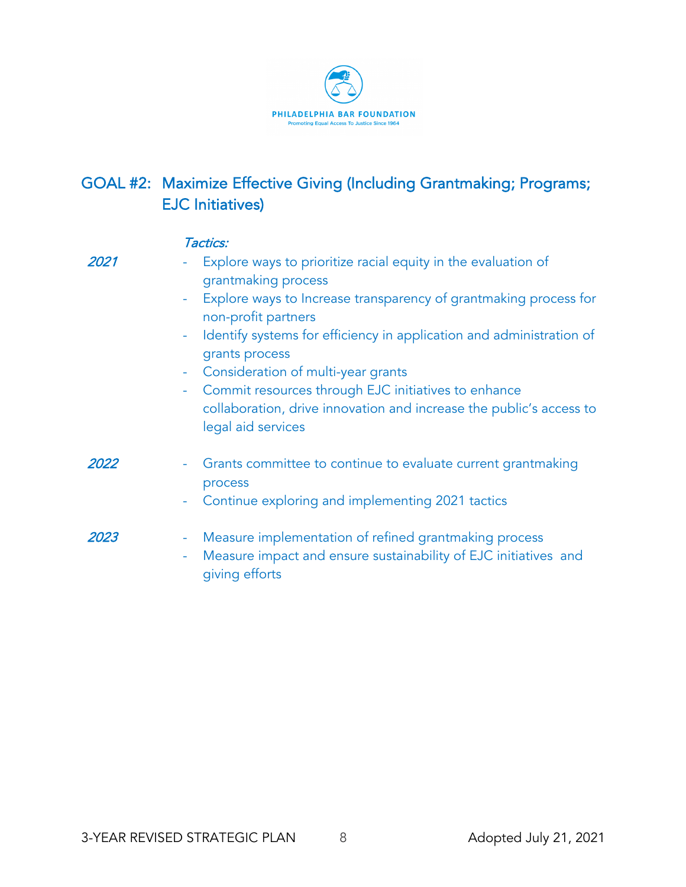PHILADELPHIA BAR FOUNDATION
Promoting Equal Access To Justice Since 1964

## GOAL #2: Maximize Effective Giving (Including Grantmaking; Programs; EJC Initiatives)

*Tactics:*

*2021*

- Explore ways to prioritize racial equity in the evaluation of grantmaking process
- Explore ways to Increase transparency of grantmaking process for non-profit partners
- Identify systems for efficiency in application and administration of grants process
- Consideration of multi-year grants
- Commit resources through EJC initiatives to enhance collaboration, drive innovation and increase the public's access to legal aid services

*2022*

- Grants committee to continue to evaluate current grantmaking process
- Continue exploring and implementing 2021 tactics

*2023*

- Measure implementation of refined grantmaking process
- Measure impact and ensure sustainability of EJC initiatives and giving efforts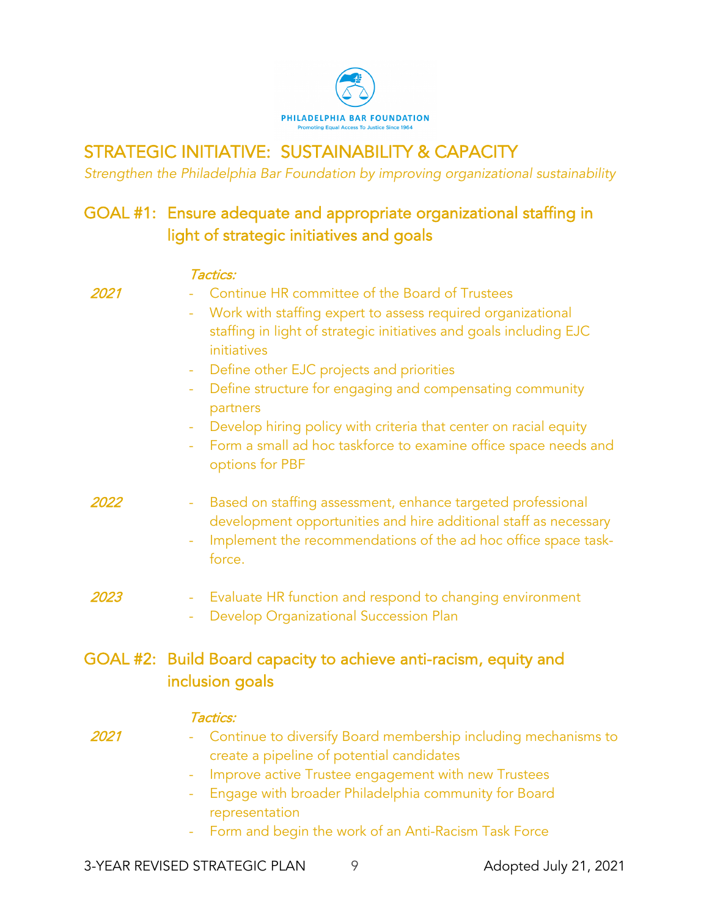PHILADELPHIA BAR FOUNDATION
Promoting Equal Access To Justice Since 1964

# STRATEGIC INITIATIVE: SUSTAINABILITY & CAPACITY

*Strengthen the Philadelphia Bar Foundation by improving organizational sustainability*

## GOAL #1: Ensure adequate and appropriate organizational staffing in light of strategic initiatives and goals

*Tactics:*

*2021*

- Continue HR committee of the Board of Trustees
- Work with staffing expert to assess required organizational staffing in light of strategic initiatives and goals including EJC initiatives
- Define other EJC projects and priorities
- Define structure for engaging and compensating community partners
- Develop hiring policy with criteria that center on racial equity
- Form a small ad hoc taskforce to examine office space needs and options for PBF

*2022*

- Based on staffing assessment, enhance targeted professional development opportunities and hire additional staff as necessary
- Implement the recommendations of the ad hoc office space task-force.

*2023*

- Evaluate HR function and respond to changing environment
- Develop Organizational Succession Plan

## GOAL #2: Build Board capacity to achieve anti-racism, equity and inclusion goals

*Tactics:*

*2021*

- Continue to diversify Board membership including mechanisms to create a pipeline of potential candidates
- Improve active Trustee engagement with new Trustees
- Engage with broader Philadelphia community for Board representation
- Form and begin the work of an Anti-Racism Task Force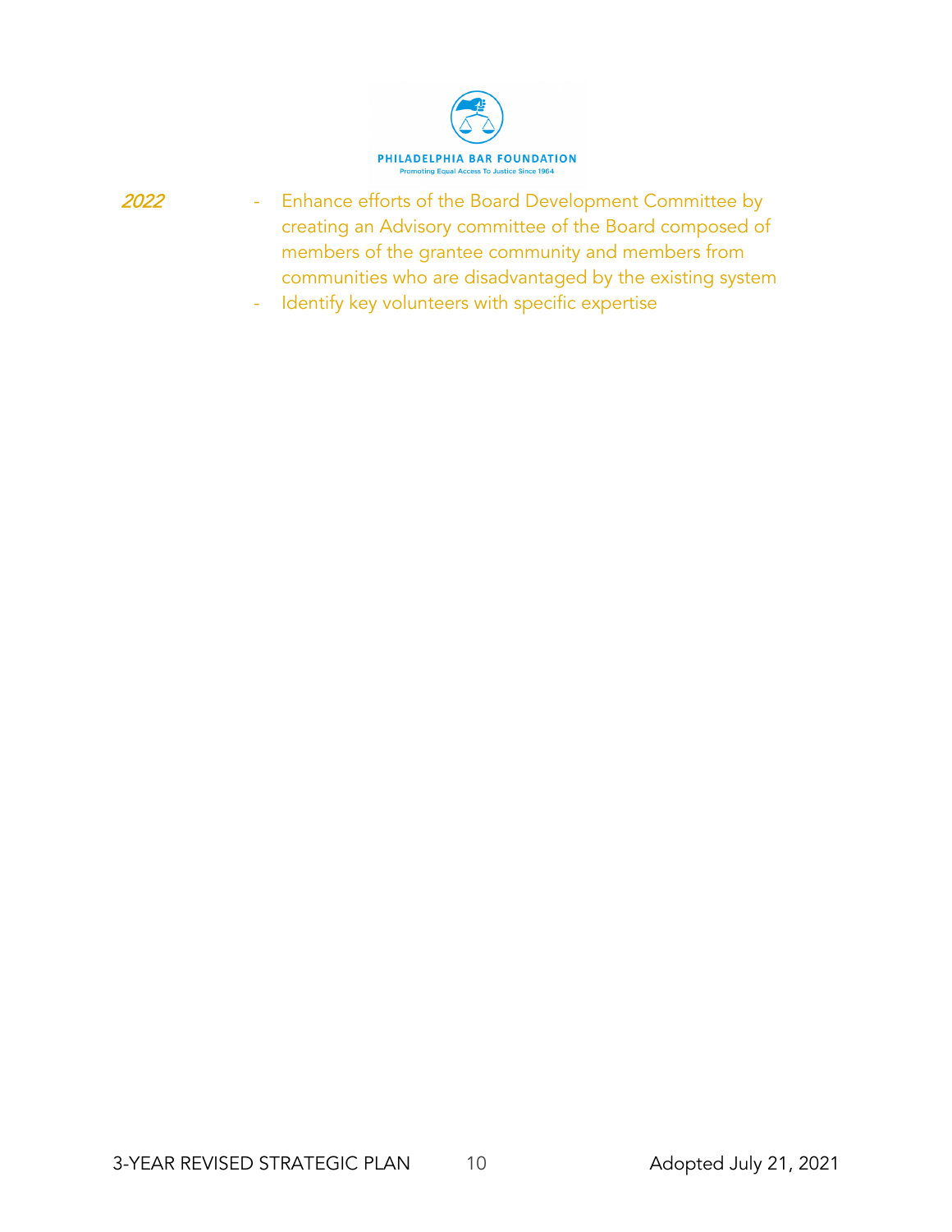*2022*

- Enhance efforts of the Board Development Committee by creating an Advisory committee of the Board composed of members of the grantee community and members from communities who are disadvantaged by the existing system
- Identify key volunteers with specific expertise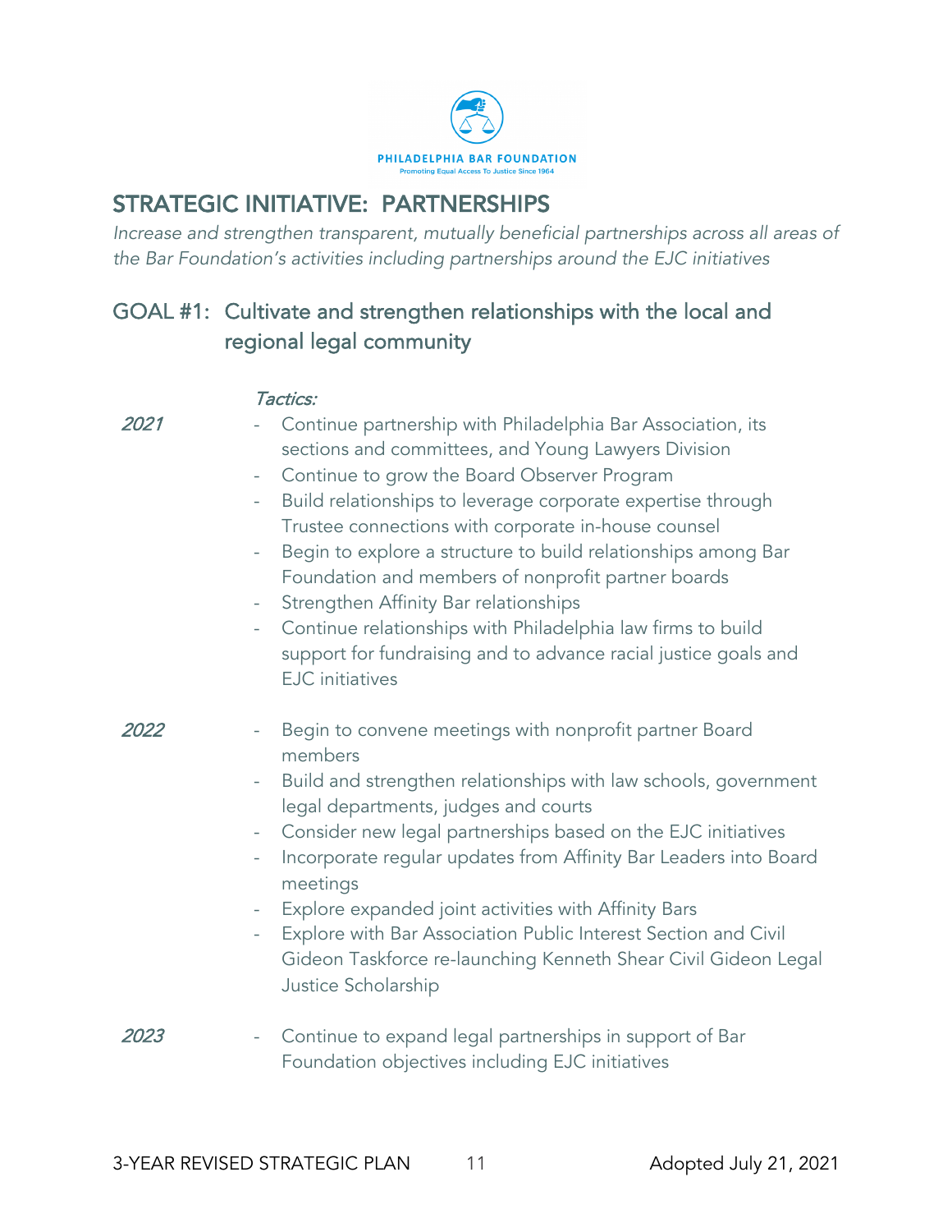PHILADELPHIA BAR FOUNDATION

Promoting Equal Access To Justice Since 1964

# STRATEGIC INITIATIVE: PARTNERSHIPS

*Increase and strengthen transparent, mutually beneficial partnerships across all areas of the Bar Foundation's activities including partnerships around the EJC initiatives*

## GOAL #1: Cultivate and strengthen relationships with the local and regional legal community

*Tactics:*

*2021*

- Continue partnership with Philadelphia Bar Association, its sections and committees, and Young Lawyers Division
- Continue to grow the Board Observer Program
- Build relationships to leverage corporate expertise through Trustee connections with corporate in-house counsel
- Begin to explore a structure to build relationships among Bar Foundation and members of nonprofit partner boards
- Strengthen Affinity Bar relationships
- Continue relationships with Philadelphia law firms to build support for fundraising and to advance racial justice goals and EJC initiatives

*2022*

- Begin to convene meetings with nonprofit partner Board members
- Build and strengthen relationships with law schools, government legal departments, judges and courts
- Consider new legal partnerships based on the EJC initiatives
- Incorporate regular updates from Affinity Bar Leaders into Board meetings
- Explore expanded joint activities with Affinity Bars
- Explore with Bar Association Public Interest Section and Civil Gideon Taskforce re-launching Kenneth Shear Civil Gideon Legal Justice Scholarship

*2023*

- Continue to expand legal partnerships in support of Bar Foundation objectives including EJC initiatives

3-YEAR REVISED STRATEGIC PLAN — Adopted July 21, 2021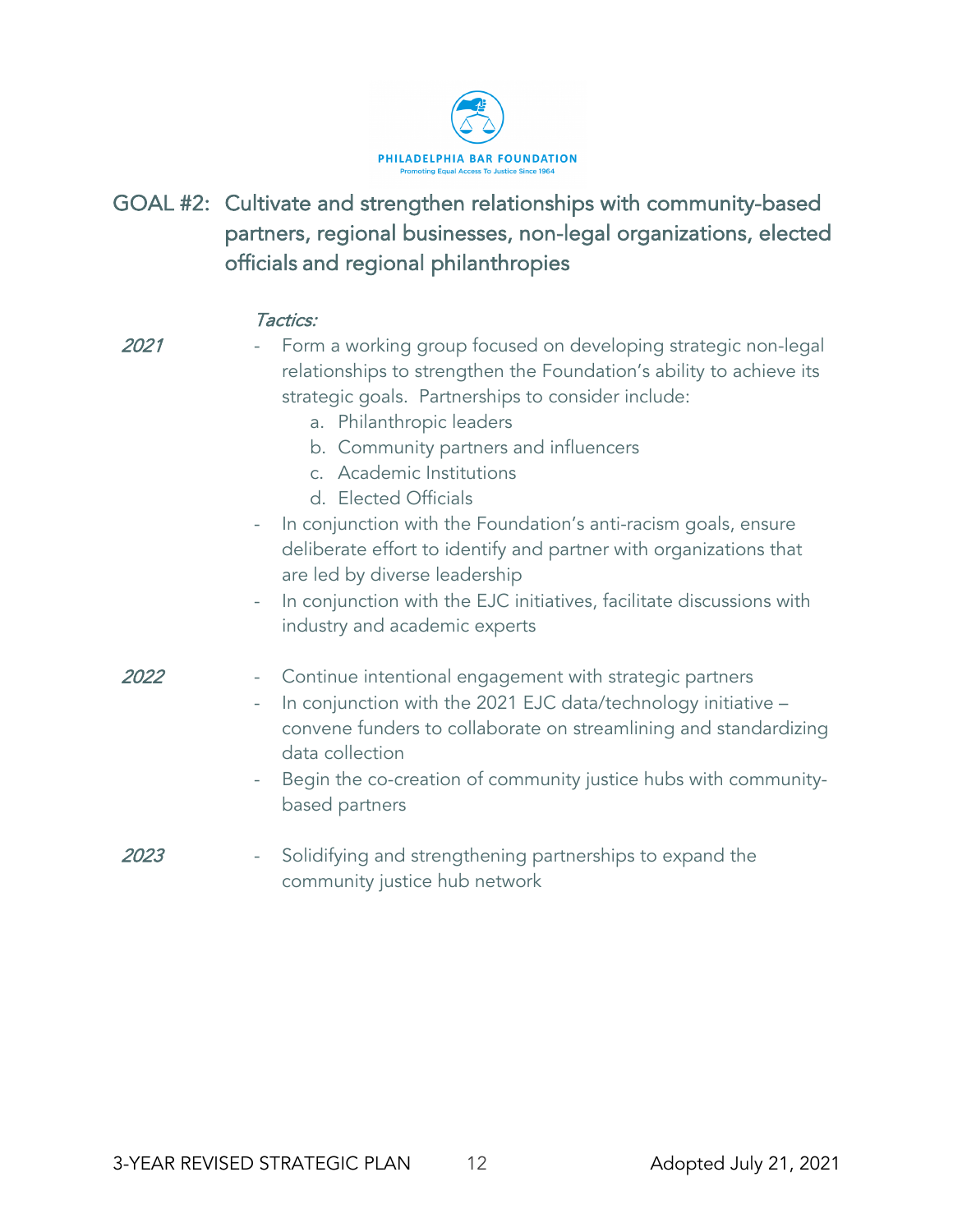PHILADELPHIA BAR FOUNDATION
Promoting Equal Access To Justice Since 1964

## GOAL #2: Cultivate and strengthen relationships with community-based partners, regional businesses, non-legal organizations, elected officials and regional philanthropies

*Tactics:*

*2021*

- Form a working group focused on developing strategic non-legal relationships to strengthen the Foundation's ability to achieve its strategic goals. Partnerships to consider include:
  a. Philanthropic leaders
  b. Community partners and influencers
  c. Academic Institutions
  d. Elected Officials
- In conjunction with the Foundation's anti-racism goals, ensure deliberate effort to identify and partner with organizations that are led by diverse leadership
- In conjunction with the EJC initiatives, facilitate discussions with industry and academic experts

*2022*

- Continue intentional engagement with strategic partners
- In conjunction with the 2021 EJC data/technology initiative – convene funders to collaborate on streamlining and standardizing data collection
- Begin the co-creation of community justice hubs with community-based partners

*2023*

- Solidifying and strengthening partnerships to expand the community justice hub network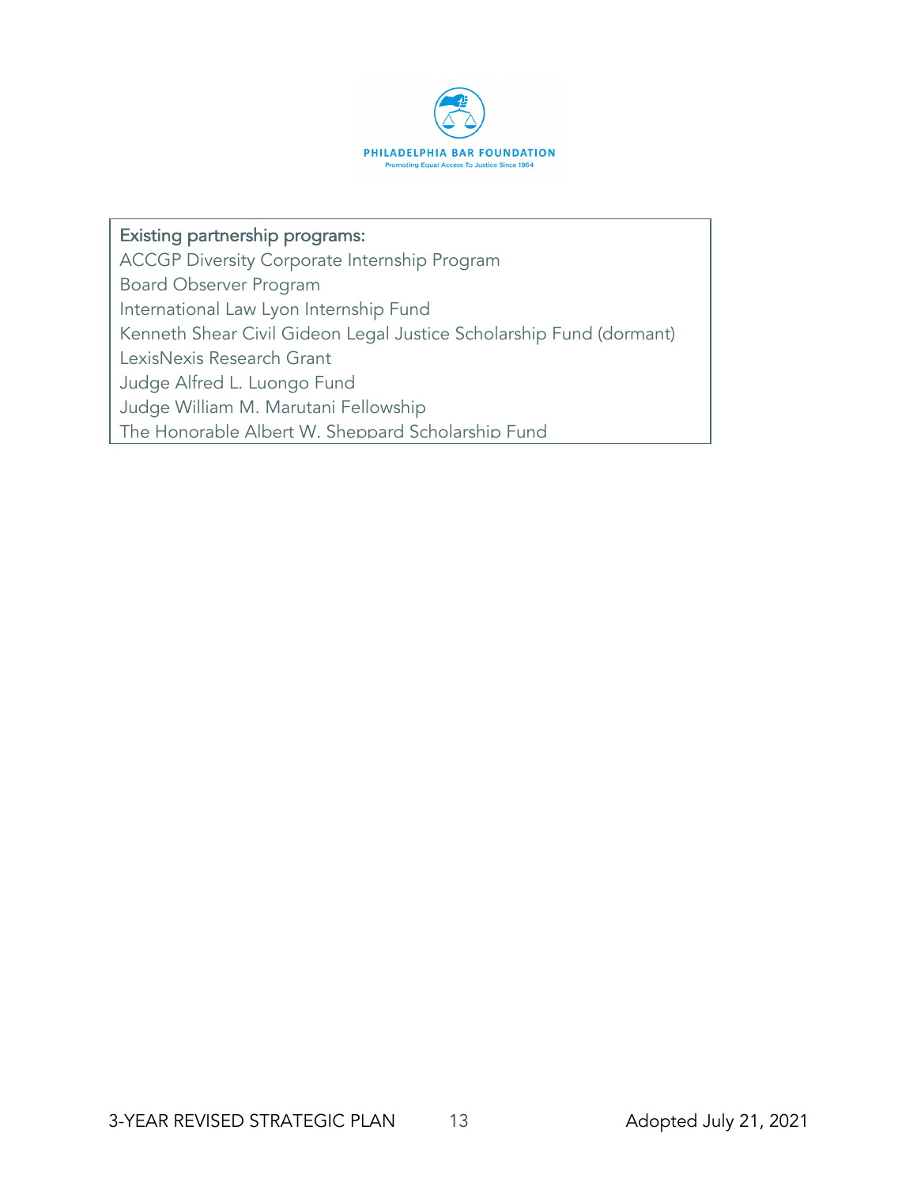Existing partnership programs:

ACCGP Diversity Corporate Internship Program
Board Observer Program
International Law Lyon Internship Fund
Kenneth Shear Civil Gideon Legal Justice Scholarship Fund (dormant)
LexisNexis Research Grant
Judge Alfred L. Luongo Fund
Judge William M. Marutani Fellowship
The Honorable Albert W. Sheppard Scholarship Fund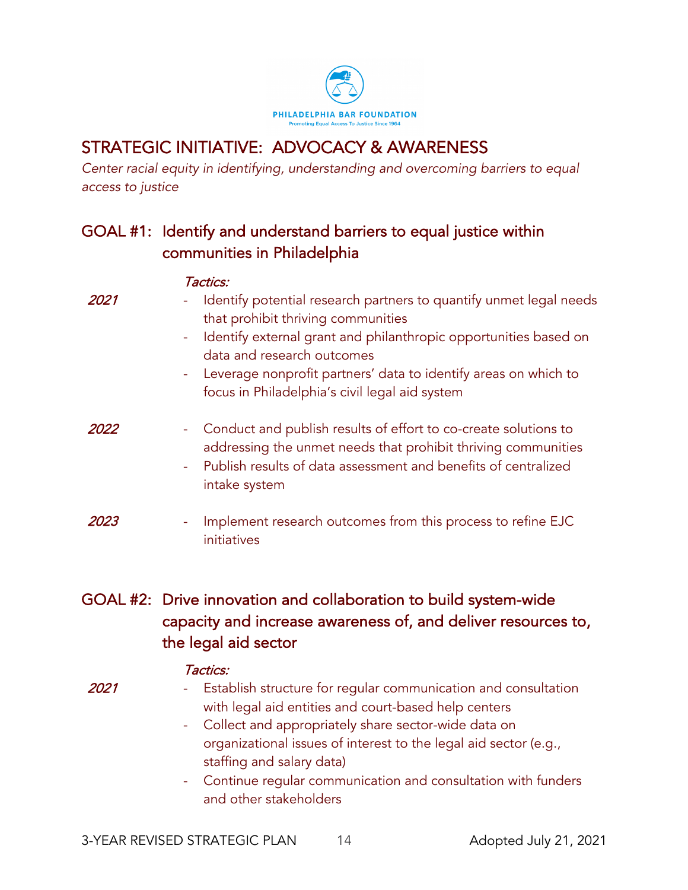PHILADELPHIA BAR FOUNDATION
Promoting Equal Access To Justice Since 1964

# STRATEGIC INITIATIVE: ADVOCACY & AWARENESS

*Center racial equity in identifying, understanding and overcoming barriers to equal access to justice*

## GOAL #1: Identify and understand barriers to equal justice within communities in Philadelphia

*Tactics:*

***2021***

- Identify potential research partners to quantify unmet legal needs that prohibit thriving communities
- Identify external grant and philanthropic opportunities based on data and research outcomes
- Leverage nonprofit partners' data to identify areas on which to focus in Philadelphia's civil legal aid system

***2022***

- Conduct and publish results of effort to co-create solutions to addressing the unmet needs that prohibit thriving communities
- Publish results of data assessment and benefits of centralized intake system

***2023***

- Implement research outcomes from this process to refine EJC initiatives

## GOAL #2: Drive innovation and collaboration to build system-wide capacity and increase awareness of, and deliver resources to, the legal aid sector

*Tactics:*

***2021***

- Establish structure for regular communication and consultation with legal aid entities and court-based help centers
- Collect and appropriately share sector-wide data on organizational issues of interest to the legal aid sector (e.g., staffing and salary data)
- Continue regular communication and consultation with funders and other stakeholders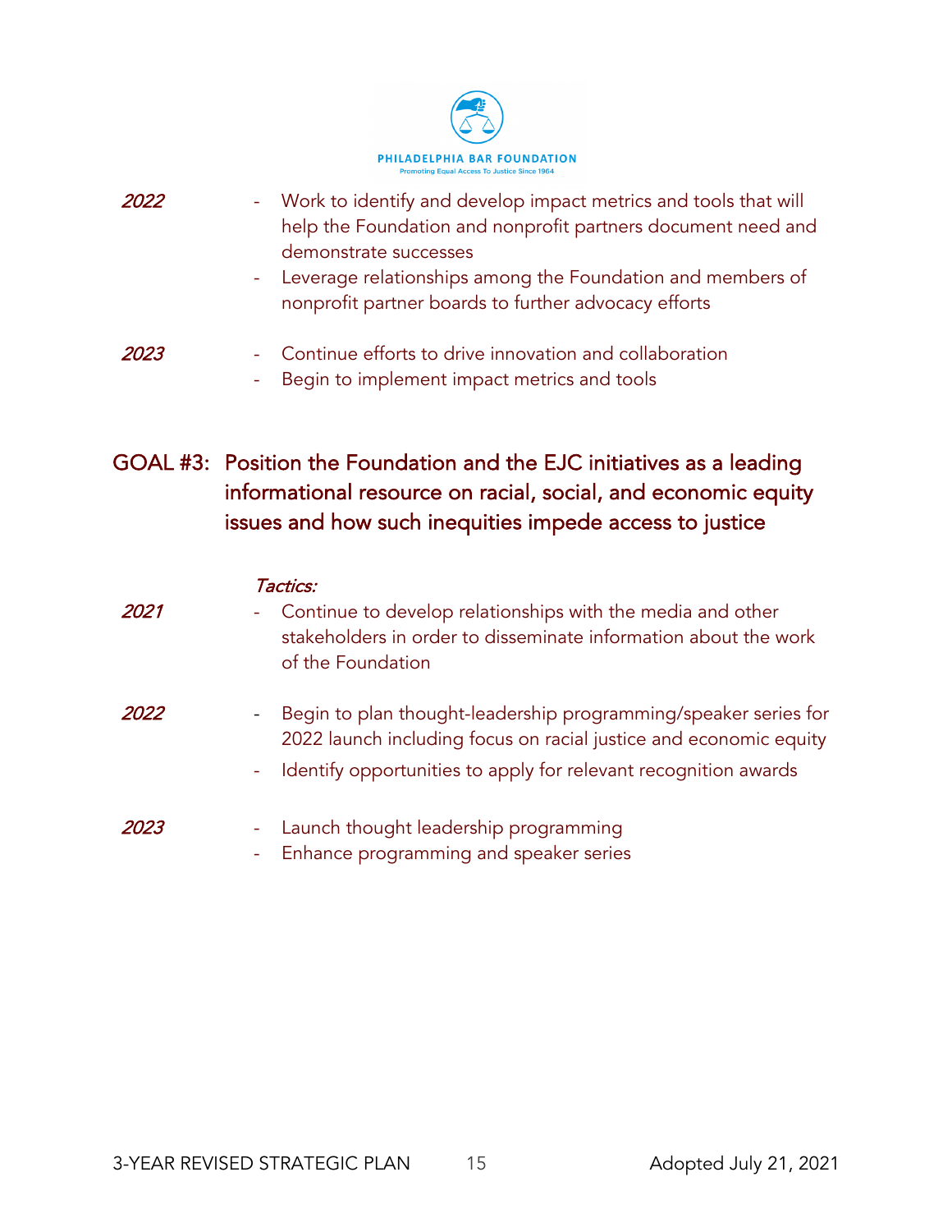*2022*

- Work to identify and develop impact metrics and tools that will help the Foundation and nonprofit partners document need and demonstrate successes
- Leverage relationships among the Foundation and members of nonprofit partner boards to further advocacy efforts

*2023*

- Continue efforts to drive innovation and collaboration
- Begin to implement impact metrics and tools

## GOAL #3: Position the Foundation and the EJC initiatives as a leading informational resource on racial, social, and economic equity issues and how such inequities impede access to justice

*Tactics:*

*2021*

- Continue to develop relationships with the media and other stakeholders in order to disseminate information about the work of the Foundation

*2022*

- Begin to plan thought-leadership programming/speaker series for 2022 launch including focus on racial justice and economic equity
- Identify opportunities to apply for relevant recognition awards

*2023*

- Launch thought leadership programming
- Enhance programming and speaker series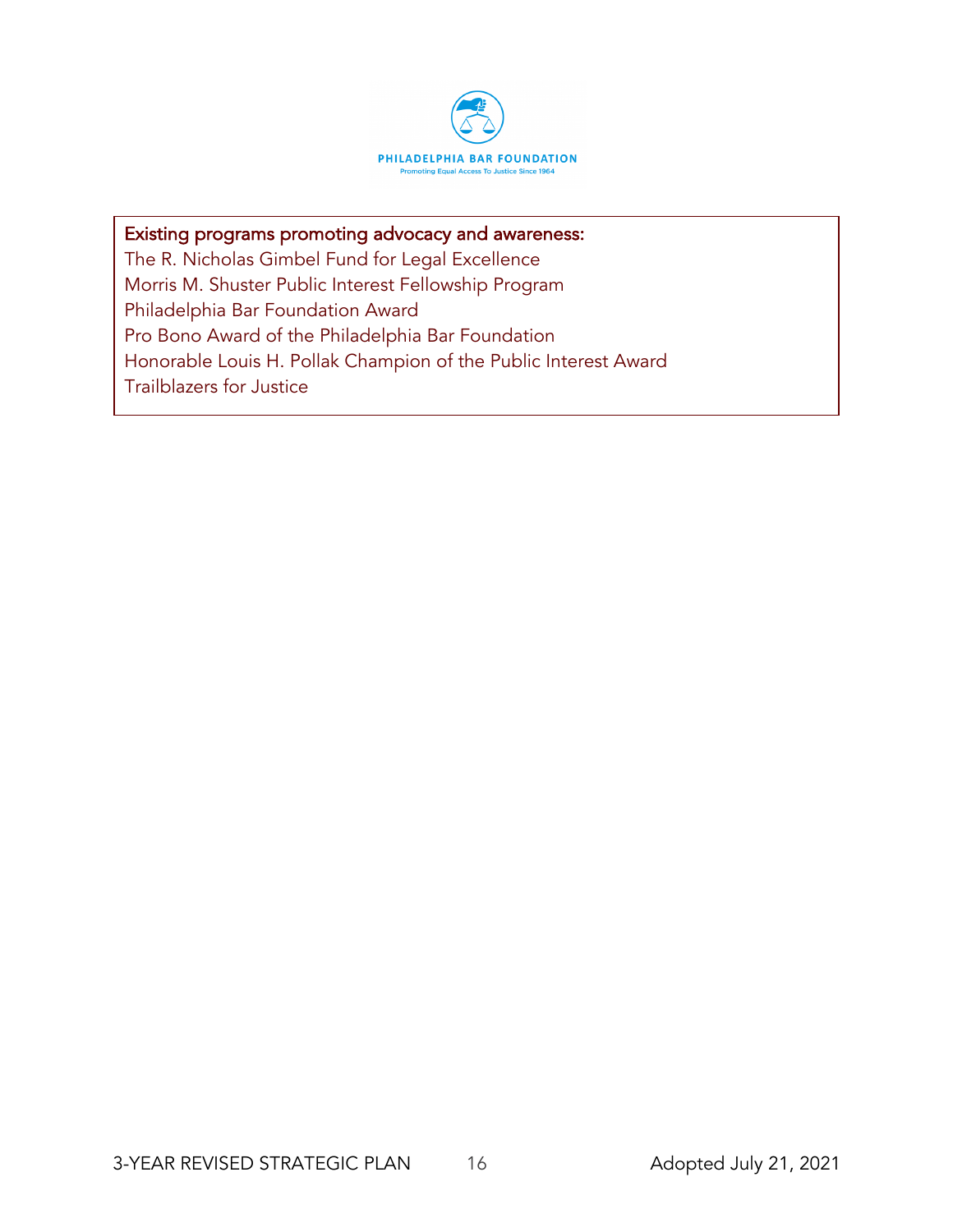Existing programs promoting advocacy and awareness:

The R. Nicholas Gimbel Fund for Legal Excellence
Morris M. Shuster Public Interest Fellowship Program
Philadelphia Bar Foundation Award
Pro Bono Award of the Philadelphia Bar Foundation
Honorable Louis H. Pollak Champion of the Public Interest Award
Trailblazers for Justice